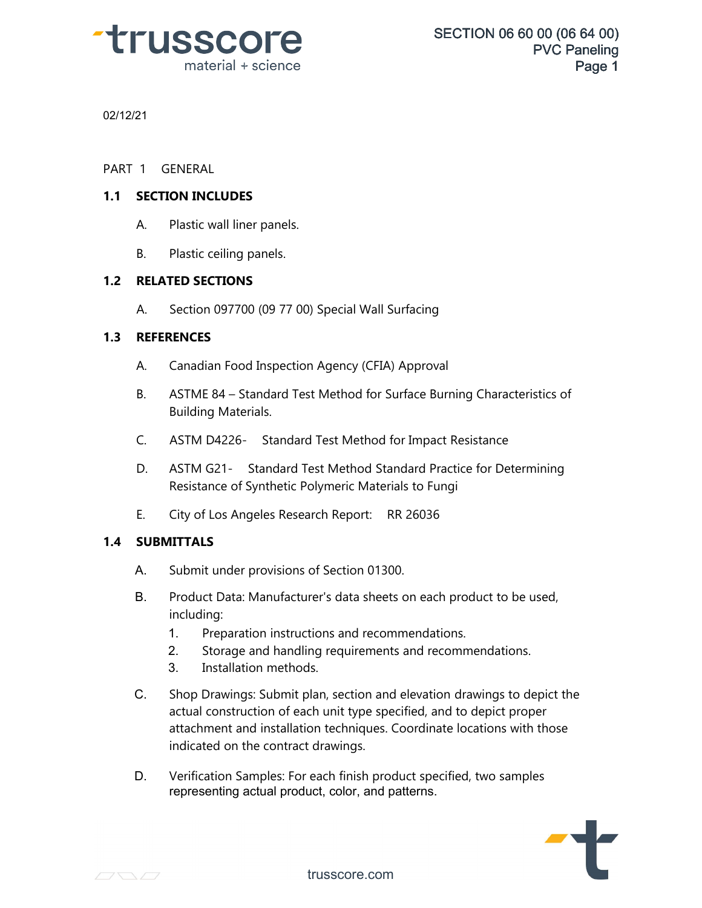02/12/21

PART 1 GENERAL

## 1.1 SECTION INCLUDES

A. Plastic wall liner panels.

B. Plastic ceiling panels.

## 1.2 RELATED SECTIONS

A. Section 097700 (09 77 00) Special Wall Surfacing

## 1.3 REFERENCES

A. Canadian Food Inspection Agency (CFIA) Approval

B. ASTME 84 – Standard Test Method for Surface Burning Characteristics of Building Materials.

C. ASTM D4226- Standard Test Method for Impact Resistance

D. ASTM G21- Standard Test Method Standard Practice for Determining Resistance of Synthetic Polymeric Materials to Fungi

E. City of Los Angeles Research Report: RR 26036

## 1.4 SUBMITTALS

A. Submit under provisions of Section 01300.

B. Product Data: Manufacturer's data sheets on each product to be used, including:
   1. Preparation instructions and recommendations.
   2. Storage and handling requirements and recommendations.
   3. Installation methods.

C. Shop Drawings: Submit plan, section and elevation drawings to depict the actual construction of each unit type specified, and to depict proper attachment and installation techniques. Coordinate locations with those indicated on the contract drawings.

D. Verification Samples: For each finish product specified, two samples representing actual product, color, and patterns.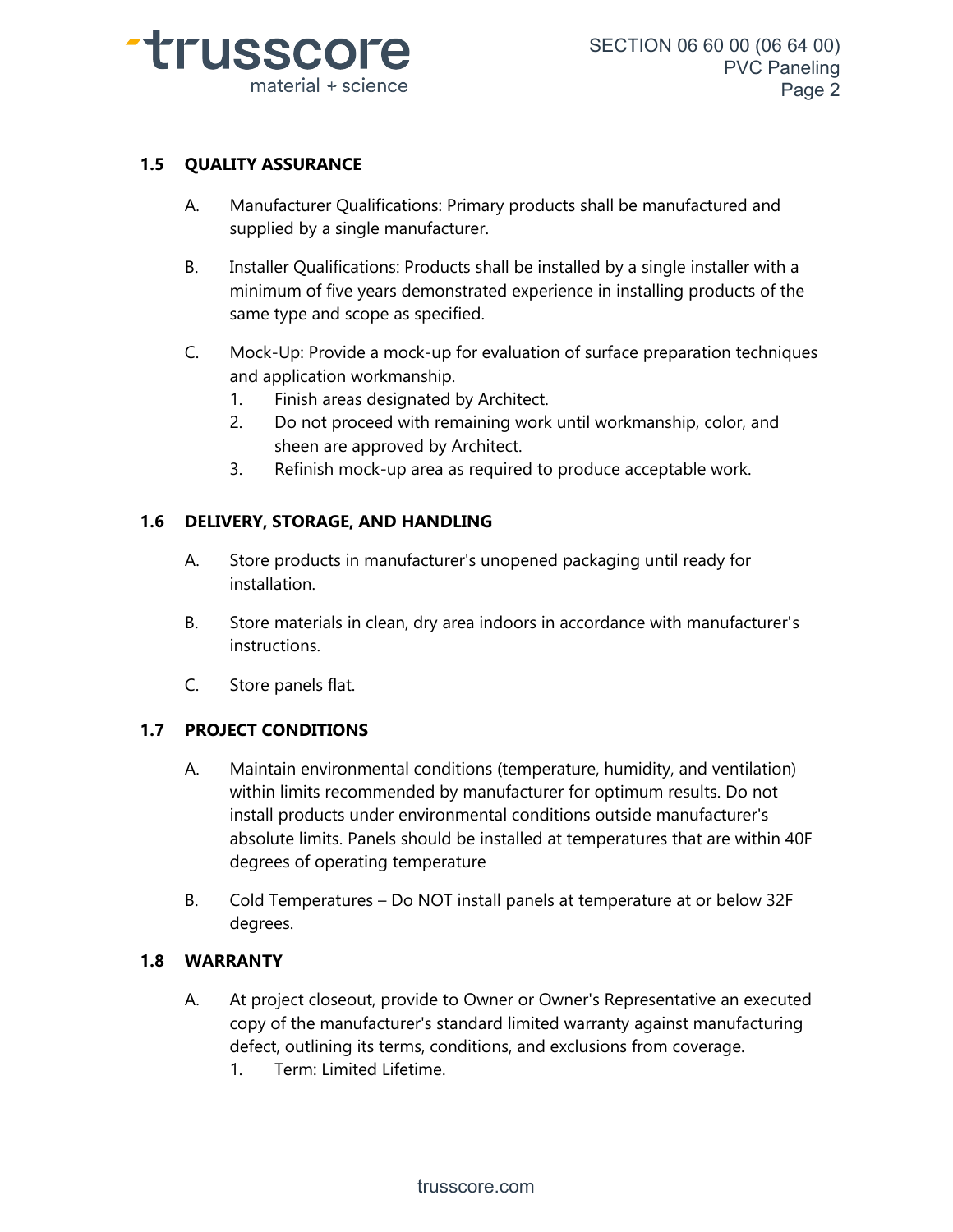### 1.5 QUALITY ASSURANCE

A. Manufacturer Qualifications: Primary products shall be manufactured and supplied by a single manufacturer.

B. Installer Qualifications: Products shall be installed by a single installer with a minimum of five years demonstrated experience in installing products of the same type and scope as specified.

C. Mock-Up: Provide a mock-up for evaluation of surface preparation techniques and application workmanship.
   1. Finish areas designated by Architect.
   2. Do not proceed with remaining work until workmanship, color, and sheen are approved by Architect.
   3. Refinish mock-up area as required to produce acceptable work.

### 1.6 DELIVERY, STORAGE, AND HANDLING

A. Store products in manufacturer's unopened packaging until ready for installation.

B. Store materials in clean, dry area indoors in accordance with manufacturer's instructions.

C. Store panels flat.

### 1.7 PROJECT CONDITIONS

A. Maintain environmental conditions (temperature, humidity, and ventilation) within limits recommended by manufacturer for optimum results. Do not install products under environmental conditions outside manufacturer's absolute limits. Panels should be installed at temperatures that are within 40F degrees of operating temperature

B. Cold Temperatures – Do NOT install panels at temperature at or below 32F degrees.

### 1.8 WARRANTY

A. At project closeout, provide to Owner or Owner's Representative an executed copy of the manufacturer's standard limited warranty against manufacturing defect, outlining its terms, conditions, and exclusions from coverage.
   1. Term: Limited Lifetime.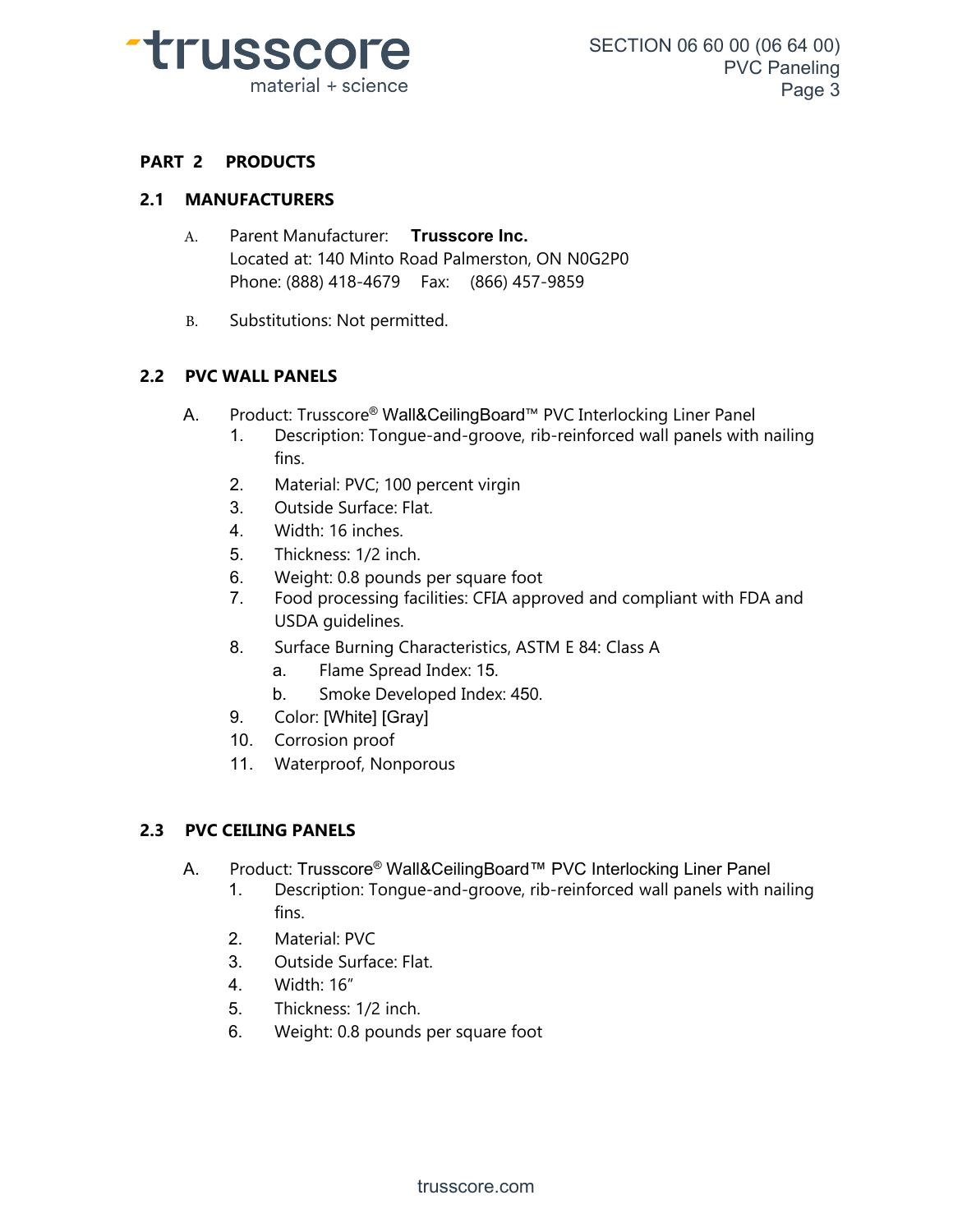## PART 2 PRODUCTS

### 2.1 MANUFACTURERS

A. Parent Manufacturer: **Trusscore Inc.**
Located at: 140 Minto Road Palmerston, ON N0G2P0
Phone: (888) 418-4679 Fax: (866) 457-9859

B. Substitutions: Not permitted.

### 2.2 PVC WALL PANELS

A. Product: Trusscore® Wall&CeilingBoard™ PVC Interlocking Liner Panel
   1. Description: Tongue-and-groove, rib-reinforced wall panels with nailing fins.
   2. Material: PVC; 100 percent virgin
   3. Outside Surface: Flat.
   4. Width: 16 inches.
   5. Thickness: 1/2 inch.
   6. Weight: 0.8 pounds per square foot
   7. Food processing facilities: CFIA approved and compliant with FDA and USDA guidelines.
   8. Surface Burning Characteristics, ASTM E 84: Class A
      a. Flame Spread Index: 15.
      b. Smoke Developed Index: 450.
   9. Color: [White] [Gray]
   10. Corrosion proof
   11. Waterproof, Nonporous

### 2.3 PVC CEILING PANELS

A. Product: Trusscore® Wall&CeilingBoard™ PVC Interlocking Liner Panel
   1. Description: Tongue-and-groove, rib-reinforced wall panels with nailing fins.
   2. Material: PVC
   3. Outside Surface: Flat.
   4. Width: 16″
   5. Thickness: 1/2 inch.
   6. Weight: 0.8 pounds per square foot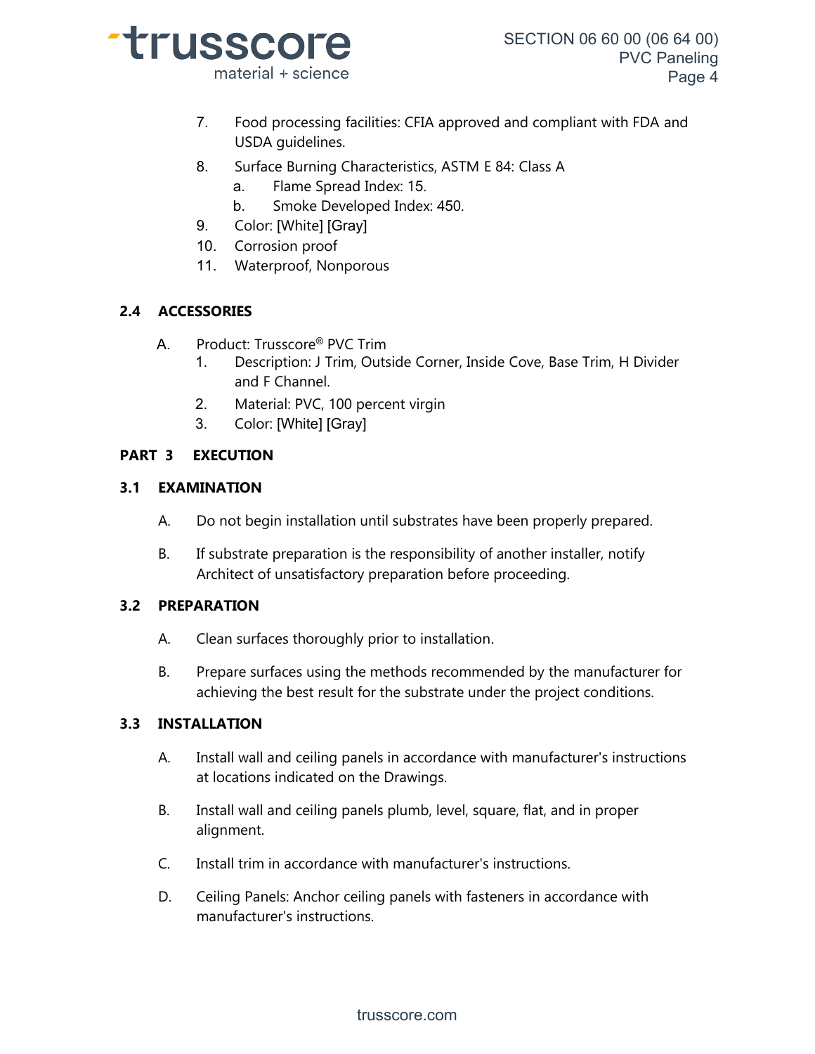7. Food processing facilities: CFIA approved and compliant with FDA and USDA guidelines.
8. Surface Burning Characteristics, ASTM E 84: Class A
    a. Flame Spread Index: 15.
    b. Smoke Developed Index: 450.
9. Color: [White] [Gray]
10. Corrosion proof
11. Waterproof, Nonporous

### 2.4 ACCESSORIES

A. Product: Trusscore® PVC Trim
    1. Description: J Trim, Outside Corner, Inside Cove, Base Trim, H Divider and F Channel.
    2. Material: PVC, 100 percent virgin
    3. Color: [White] [Gray]

## PART 3 EXECUTION

### 3.1 EXAMINATION

A. Do not begin installation until substrates have been properly prepared.

B. If substrate preparation is the responsibility of another installer, notify Architect of unsatisfactory preparation before proceeding.

### 3.2 PREPARATION

A. Clean surfaces thoroughly prior to installation.

B. Prepare surfaces using the methods recommended by the manufacturer for achieving the best result for the substrate under the project conditions.

### 3.3 INSTALLATION

A. Install wall and ceiling panels in accordance with manufacturer's instructions at locations indicated on the Drawings.

B. Install wall and ceiling panels plumb, level, square, flat, and in proper alignment.

C. Install trim in accordance with manufacturer's instructions.

D. Ceiling Panels: Anchor ceiling panels with fasteners in accordance with manufacturer's instructions.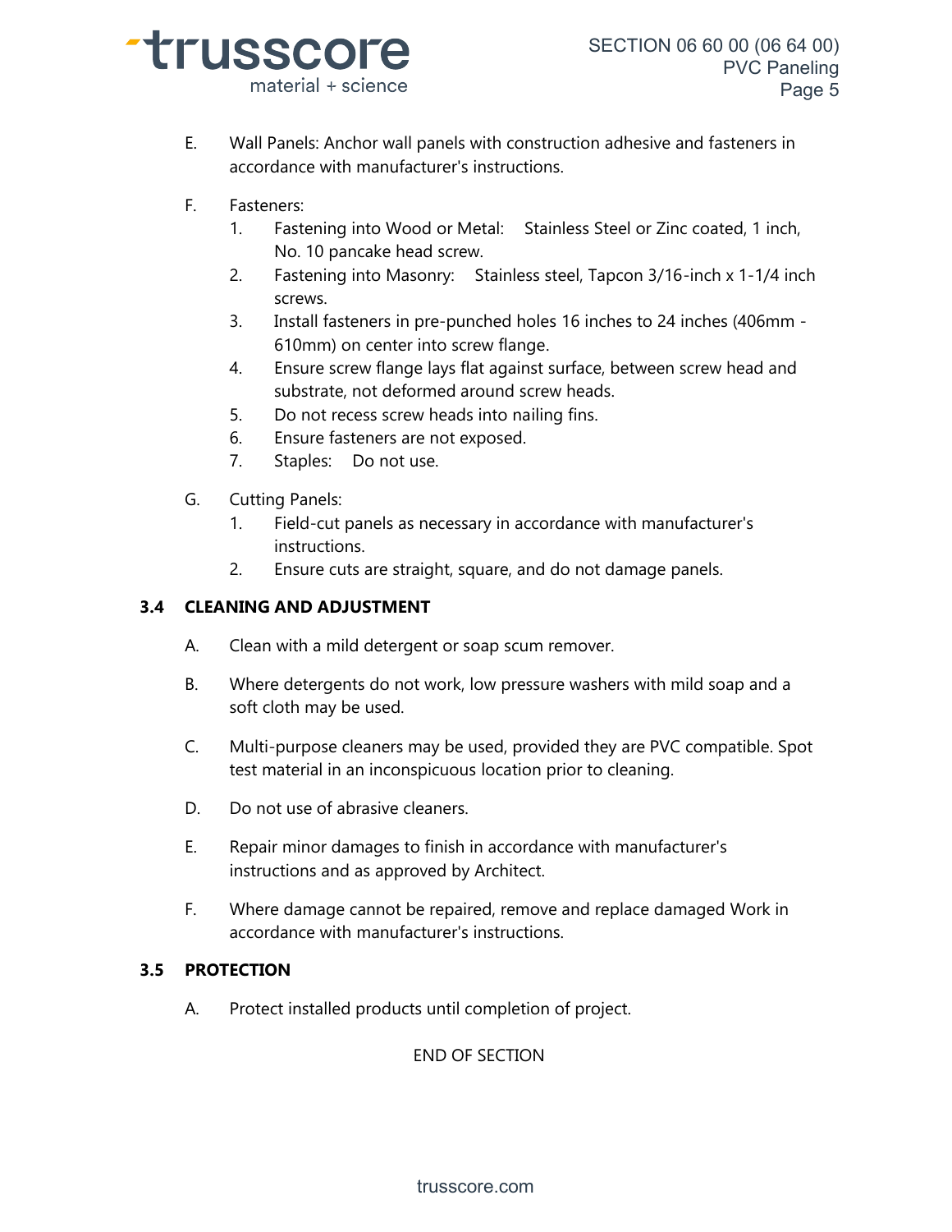E. Wall Panels: Anchor wall panels with construction adhesive and fasteners in accordance with manufacturer's instructions.

F. Fasteners:
   1. Fastening into Wood or Metal: Stainless Steel or Zinc coated, 1 inch, No. 10 pancake head screw.
   2. Fastening into Masonry: Stainless steel, Tapcon 3/16-inch x 1-1/4 inch screws.
   3. Install fasteners in pre-punched holes 16 inches to 24 inches (406mm - 610mm) on center into screw flange.
   4. Ensure screw flange lays flat against surface, between screw head and substrate, not deformed around screw heads.
   5. Do not recess screw heads into nailing fins.
   6. Ensure fasteners are not exposed.
   7. Staples: Do not use.

G. Cutting Panels:
   1. Field-cut panels as necessary in accordance with manufacturer's instructions.
   2. Ensure cuts are straight, square, and do not damage panels.

## 3.4 CLEANING AND ADJUSTMENT

A. Clean with a mild detergent or soap scum remover.

B. Where detergents do not work, low pressure washers with mild soap and a soft cloth may be used.

C. Multi-purpose cleaners may be used, provided they are PVC compatible. Spot test material in an inconspicuous location prior to cleaning.

D. Do not use of abrasive cleaners.

E. Repair minor damages to finish in accordance with manufacturer's instructions and as approved by Architect.

F. Where damage cannot be repaired, remove and replace damaged Work in accordance with manufacturer's instructions.

## 3.5 PROTECTION

A. Protect installed products until completion of project.

END OF SECTION